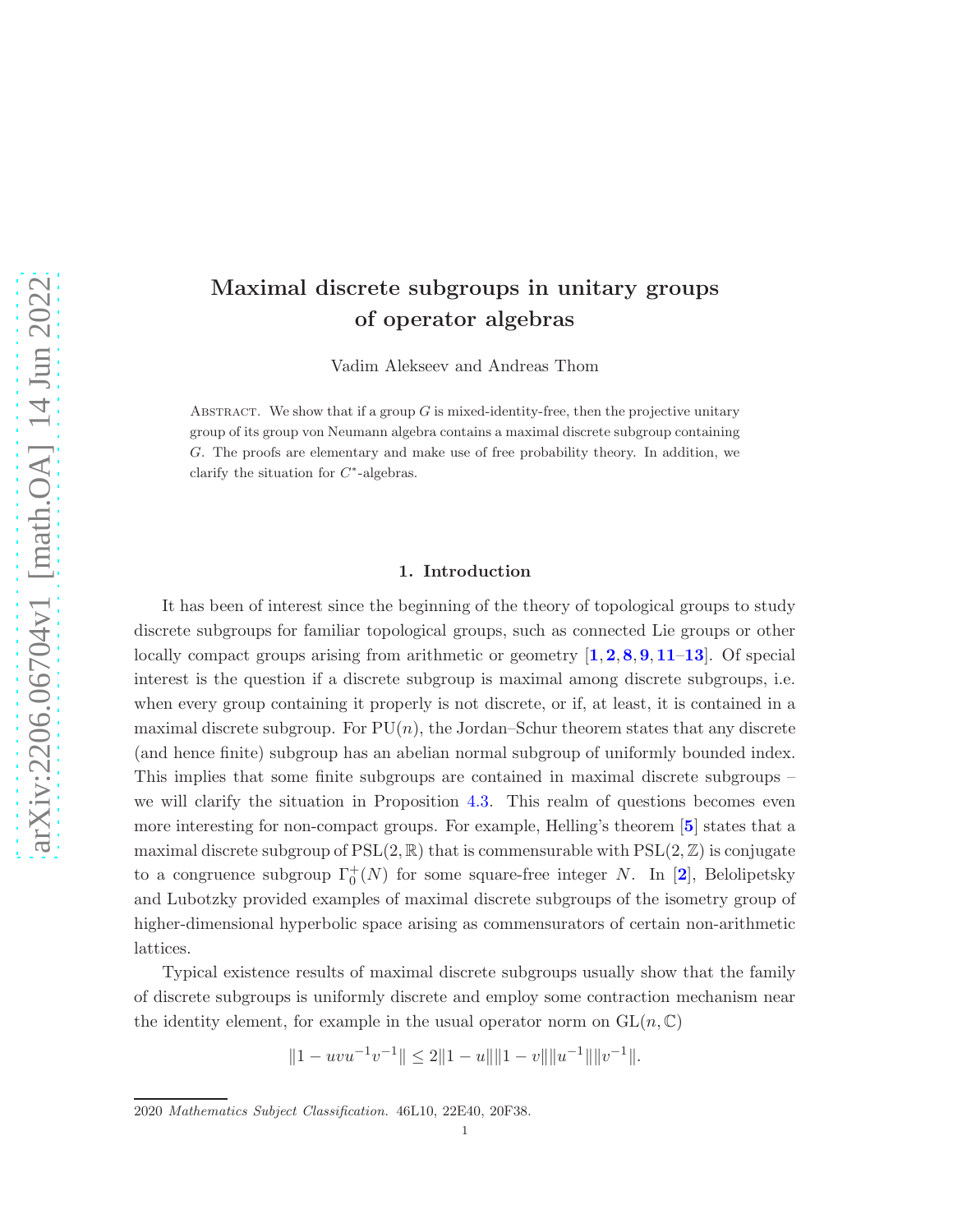# Maximal discrete subgroups in unitary groups of operator algebras

Vadim Alekseev and Andreas Thom

Abstract. We show that if a group $G$ is mixed-identity-free, then the projective unitary group of its group von Neumann algebra contains a maximal discrete subgroup containing $G$. The proofs are elementary and make use of free probability theory. In addition, we clarify the situation for $C^*$-algebras.

## 1. Introduction

It has been of interest since the beginning of the theory of topological groups to study discrete subgroups for familiar topological groups, such as connected Lie groups or other locally compact groups arising from arithmetic or geometry [1, 2, 8, 9, 11–13]. Of special interest is the question if a discrete subgroup is maximal among discrete subgroups, i.e. when every group containing it properly is not discrete, or if, at least, it is contained in a maximal discrete subgroup. For $\mathrm{PU}(n)$, the Jordan–Schur theorem states that any discrete (and hence finite) subgroup has an abelian normal subgroup of uniformly bounded index. This implies that some finite subgroups are contained in maximal discrete subgroups – we will clarify the situation in Proposition 4.3. This realm of questions becomes even more interesting for non-compact groups. For example, Helling's theorem [5] states that a maximal discrete subgroup of $\mathrm{PSL}(2, \mathbb{R})$ that is commensurable with $\mathrm{PSL}(2, \mathbb{Z})$ is conjugate to a congruence subgroup $\Gamma_0^+(N)$ for some square-free integer $N$. In [2], Belolipetsky and Lubotzky provided examples of maximal discrete subgroups of the isometry group of higher-dimensional hyperbolic space arising as commensurators of certain non-arithmetic lattices.

Typical existence results of maximal discrete subgroups usually show that the family of discrete subgroups is uniformly discrete and employ some contraction mechanism near the identity element, for example in the usual operator norm on $\mathrm{GL}(n, \mathbb{C})$

$$\|1 - uvu^{-1}v^{-1}\| \leq 2\|1 - u\|\|1 - v\|\|u^{-1}\|\|v^{-1}\|.$$

2020 *Mathematics Subject Classification.* 46L10, 22E40, 20F38.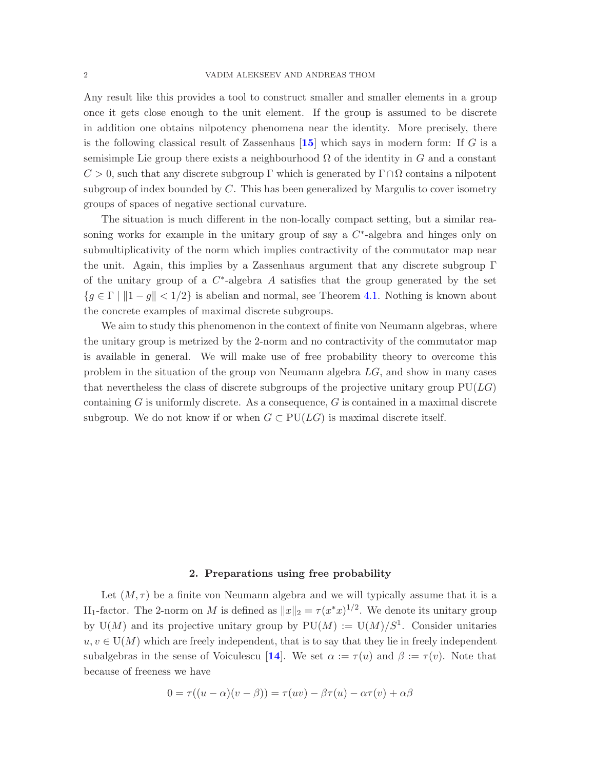Any result like this provides a tool to construct smaller and smaller elements in a group once it gets close enough to the unit element. If the group is assumed to be discrete in addition one obtains nilpotency phenomena near the identity. More precisely, there is the following classical result of Zassenhaus [**15**] which says in modern form: If $G$ is a semisimple Lie group there exists a neighbourhood $\Omega$ of the identity in $G$ and a constant $C > 0$, such that any discrete subgroup $\Gamma$ which is generated by $\Gamma \cap \Omega$ contains a nilpotent subgroup of index bounded by $C$. This has been generalized by Margulis to cover isometry groups of spaces of negative sectional curvature.

The situation is much different in the non-locally compact setting, but a similar reasoning works for example in the unitary group of say a $C^*$-algebra and hinges only on submultiplicativity of the norm which implies contractivity of the commutator map near the unit. Again, this implies by a Zassenhaus argument that any discrete subgroup $\Gamma$ of the unitary group of a $C^*$-algebra $A$ satisfies that the group generated by the set $\{g \in \Gamma \mid \|1 - g\| < 1/2\}$ is abelian and normal, see Theorem 4.1. Nothing is known about the concrete examples of maximal discrete subgroups.

We aim to study this phenomenon in the context of finite von Neumann algebras, where the unitary group is metrized by the 2-norm and no contractivity of the commutator map is available in general. We will make use of free probability theory to overcome this problem in the situation of the group von Neumann algebra $LG$, and show in many cases that nevertheless the class of discrete subgroups of the projective unitary group $\mathrm{PU}(LG)$ containing $G$ is uniformly discrete. As a consequence, $G$ is contained in a maximal discrete subgroup. We do not know if or when $G \subset \mathrm{PU}(LG)$ is maximal discrete itself.

## 2. Preparations using free probability

Let $(M, \tau)$ be a finite von Neumann algebra and we will typically assume that it is a $\mathrm{II}_1$-factor. The 2-norm on $M$ is defined as $\|x\|_2 = \tau(x^*x)^{1/2}$. We denote its unitary group by $\mathrm{U}(M)$ and its projective unitary group by $\mathrm{PU}(M) := \mathrm{U}(M)/S^1$. Consider unitaries $u, v \in \mathrm{U}(M)$ which are freely independent, that is to say that they lie in freely independent subalgebras in the sense of Voiculescu [**14**]. We set $\alpha := \tau(u)$ and $\beta := \tau(v)$. Note that because of freeness we have

$$0 = \tau((u - \alpha)(v - \beta)) = \tau(uv) - \beta\tau(u) - \alpha\tau(v) + \alpha\beta$$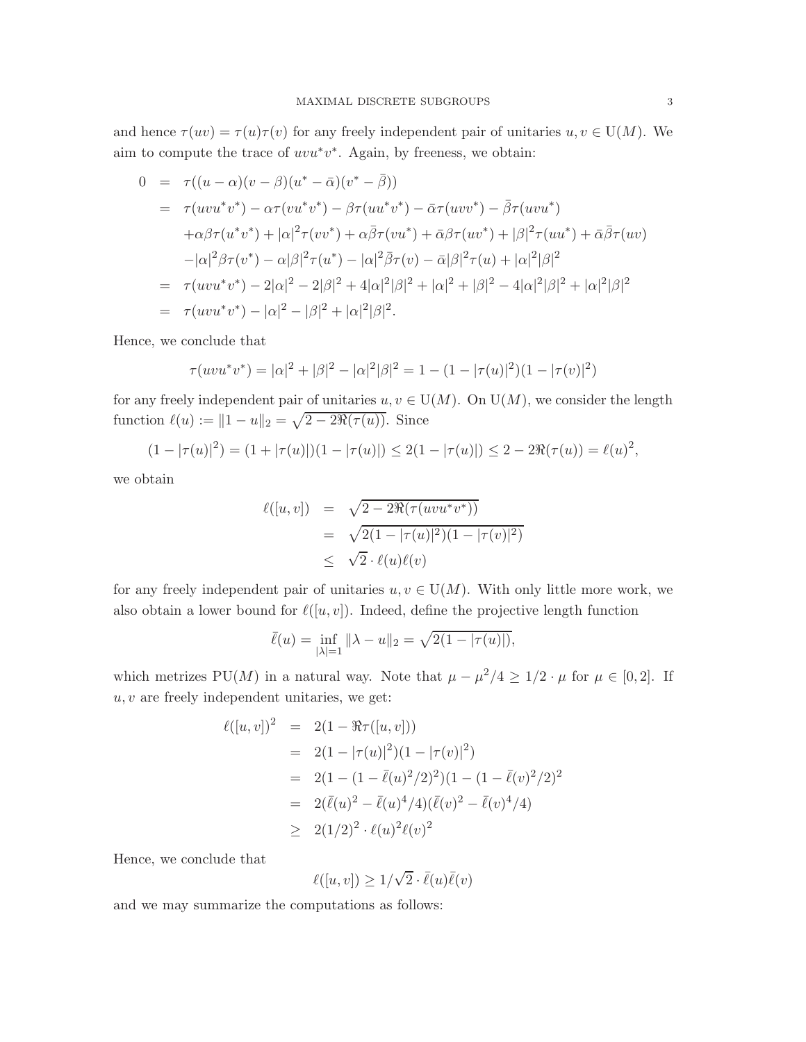and hence $\tau(uv) = \tau(u)\tau(v)$ for any freely independent pair of unitaries $u, v \in \mathrm{U}(M)$. We aim to compute the trace of $uvu^*v^*$. Again, by freeness, we obtain:

$$
\begin{aligned}
0 &= \tau((u-\alpha)(v-\beta)(u^*-\bar{\alpha})(v^*-\bar{\beta})) \\
&= \tau(uvu^*v^*) - \alpha\tau(vu^*v^*) - \beta\tau(uu^*v^*) - \bar{\alpha}\tau(uvv^*) - \bar{\beta}\tau(uvu^*) \\
&\quad + \alpha\beta\tau(u^*v^*) + |\alpha|^2\tau(vv^*) + \alpha\bar{\beta}\tau(vu^*) + \bar{\alpha}\beta\tau(uv^*) + |\beta|^2\tau(uu^*) + \bar{\alpha}\bar{\beta}\tau(uv) \\
&\quad - |\alpha|^2\beta\tau(v^*) - \alpha|\beta|^2\tau(u^*) - |\alpha|^2\bar{\beta}\tau(v) - \bar{\alpha}|\beta|^2\tau(u) + |\alpha|^2|\beta|^2 \\
&= \tau(uvu^*v^*) - 2|\alpha|^2 - 2|\beta|^2 + 4|\alpha|^2|\beta|^2 + |\alpha|^2 + |\beta|^2 - 4|\alpha|^2|\beta|^2 + |\alpha|^2|\beta|^2 \\
&= \tau(uvu^*v^*) - |\alpha|^2 - |\beta|^2 + |\alpha|^2|\beta|^2.
\end{aligned}
$$

Hence, we conclude that

$$
\tau(uvu^*v^*) = |\alpha|^2 + |\beta|^2 - |\alpha|^2|\beta|^2 = 1 - (1-|\tau(u)|^2)(1-|\tau(v)|^2)
$$

for any freely independent pair of unitaries $u, v \in \mathrm{U}(M)$. On $\mathrm{U}(M)$, we consider the length function $\ell(u) := \|1-u\|_2 = \sqrt{2 - 2\Re(\tau(u))}$. Since

$$
(1-|\tau(u)|^2) = (1+|\tau(u)|)(1-|\tau(u)|) \leq 2(1-|\tau(u)|) \leq 2 - 2\Re(\tau(u)) = \ell(u)^2,
$$

we obtain

$$
\begin{aligned}
\ell([u,v]) &= \sqrt{2 - 2\Re(\tau(uvu^*v^*))} \\
&= \sqrt{2(1-|\tau(u)|^2)(1-|\tau(v)|^2)} \\
&\leq \sqrt{2} \cdot \ell(u)\ell(v)
\end{aligned}
$$

for any freely independent pair of unitaries $u, v \in \mathrm{U}(M)$. With only little more work, we also obtain a lower bound for $\ell([u,v])$. Indeed, define the projective length function

$$
\bar{\ell}(u) = \inf_{|\lambda|=1} \|\lambda - u\|_2 = \sqrt{2(1-|\tau(u)|)},
$$

which metrizes $\mathrm{PU}(M)$ in a natural way. Note that $\mu - \mu^2/4 \geq 1/2 \cdot \mu$ for $\mu \in [0,2]$. If $u, v$ are freely independent unitaries, we get:

$$
\begin{aligned}
\ell([u,v])^2 &= 2(1 - \Re\tau([u,v])) \\
&= 2(1-|\tau(u)|^2)(1-|\tau(v)|^2) \\
&= 2(1-(1-\bar{\ell}(u)^2/2)^2)(1-(1-\bar{\ell}(v)^2/2)^2) \\
&= 2(\bar{\ell}(u)^2 - \bar{\ell}(u)^4/4)(\bar{\ell}(v)^2 - \bar{\ell}(v)^4/4) \\
&\geq 2(1/2)^2 \cdot \ell(u)^2\ell(v)^2
\end{aligned}
$$

Hence, we conclude that

$$
\ell([u,v]) \geq 1/\sqrt{2} \cdot \bar{\ell}(u)\bar{\ell}(v)
$$

and we may summarize the computations as follows: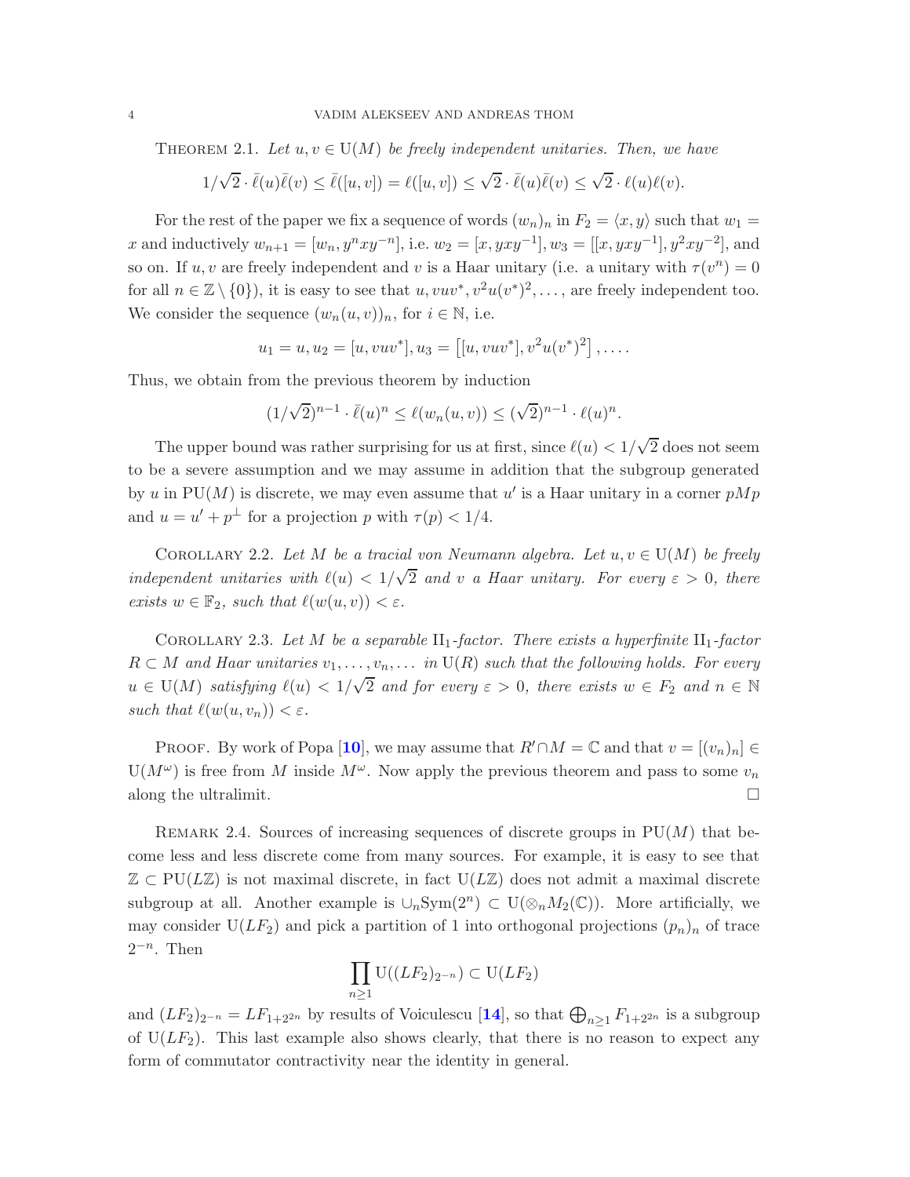Theorem 2.1. *Let $u, v \in \mathrm{U}(M)$ be freely independent unitaries. Then, we have*

$$1/\sqrt{2} \cdot \bar{\ell}(u)\bar{\ell}(v) \leq \bar{\ell}([u,v]) = \ell([u,v]) \leq \sqrt{2} \cdot \bar{\ell}(u)\bar{\ell}(v) \leq \sqrt{2} \cdot \ell(u)\ell(v).$$

For the rest of the paper we fix a sequence of words $(w_n)_n$ in $F_2 = \langle x, y\rangle$ such that $w_1 = x$ and inductively $w_{n+1} = [w_n, y^n x y^{-n}]$, i.e. $w_2 = [x, yxy^{-1}]$, $w_3 = [[x, yxy^{-1}], y^2xy^{-2}]$, and so on. If $u, v$ are freely independent and $v$ is a Haar unitary (i.e. a unitary with $\tau(v^n) = 0$ for all $n \in \mathbb{Z} \setminus \{0\}$), it is easy to see that $u, vuv^*, v^2u(v^*)^2, \dots,$ are freely independent too. We consider the sequence $(w_n(u,v))_n$, for $i \in \mathbb{N}$, i.e.

$$u_1 = u, u_2 = [u, vuv^*], u_3 = \left[[u, vuv^*], v^2u(v^*)^2\right], \dots.$$

Thus, we obtain from the previous theorem by induction

$$(1/\sqrt{2})^{n-1} \cdot \bar{\ell}(u)^n \leq \ell(w_n(u,v)) \leq (\sqrt{2})^{n-1} \cdot \ell(u)^n.$$

The upper bound was rather surprising for us at first, since $\ell(u) < 1/\sqrt{2}$ does not seem to be a severe assumption and we may assume in addition that the subgroup generated by $u$ in $\mathrm{PU}(M)$ is discrete, we may even assume that $u'$ is a Haar unitary in a corner $pMp$ and $u = u' + p^{\perp}$ for a projection $p$ with $\tau(p) < 1/4$.

Corollary 2.2. *Let $M$ be a tracial von Neumann algebra. Let $u, v \in \mathrm{U}(M)$ be freely independent unitaries with $\ell(u) < 1/\sqrt{2}$ and $v$ a Haar unitary. For every $\varepsilon > 0$, there exists $w \in \mathbb{F}_2$, such that $\ell(w(u,v)) < \varepsilon$.*

Corollary 2.3. *Let $M$ be a separable $\mathrm{II}_1$-factor. There exists a hyperfinite $\mathrm{II}_1$-factor $R \subset M$ and Haar unitaries $v_1, \dots, v_n, \dots$ in $\mathrm{U}(R)$ such that the following holds. For every $u \in \mathrm{U}(M)$ satisfying $\ell(u) < 1/\sqrt{2}$ and for every $\varepsilon > 0$, there exists $w \in F_2$ and $n \in \mathbb{N}$ such that $\ell(w(u, v_n)) < \varepsilon$.*

Proof. By work of Popa [**10**], we may assume that $R' \cap M = \mathbb{C}$ and that $v = [(v_n)_n] \in \mathrm{U}(M^{\omega})$ is free from $M$ inside $M^{\omega}$. Now apply the previous theorem and pass to some $v_n$ along the ultralimit. $\square$

Remark 2.4. Sources of increasing sequences of discrete groups in $\mathrm{PU}(M)$ that become less and less discrete come from many sources. For example, it is easy to see that $\mathbb{Z} \subset \mathrm{PU}(L\mathbb{Z})$ is not maximal discrete, in fact $\mathrm{U}(L\mathbb{Z})$ does not admit a maximal discrete subgroup at all. Another example is $\cup_n \mathrm{Sym}(2^n) \subset \mathrm{U}(\otimes_n M_2(\mathbb{C}))$. More artificially, we may consider $\mathrm{U}(LF_2)$ and pick a partition of 1 into orthogonal projections $(p_n)_n$ of trace $2^{-n}$. Then

$$\prod_{n \geq 1} \mathrm{U}((LF_2)_{2^{-n}}) \subset \mathrm{U}(LF_2)$$

and $(LF_2)_{2^{-n}} = LF_{1+2^{2n}}$ by results of Voiculescu [**14**], so that $\bigoplus_{n \geq 1} F_{1+2^{2n}}$ is a subgroup of $\mathrm{U}(LF_2)$. This last example also shows clearly, that there is no reason to expect any form of commutator contractivity near the identity in general.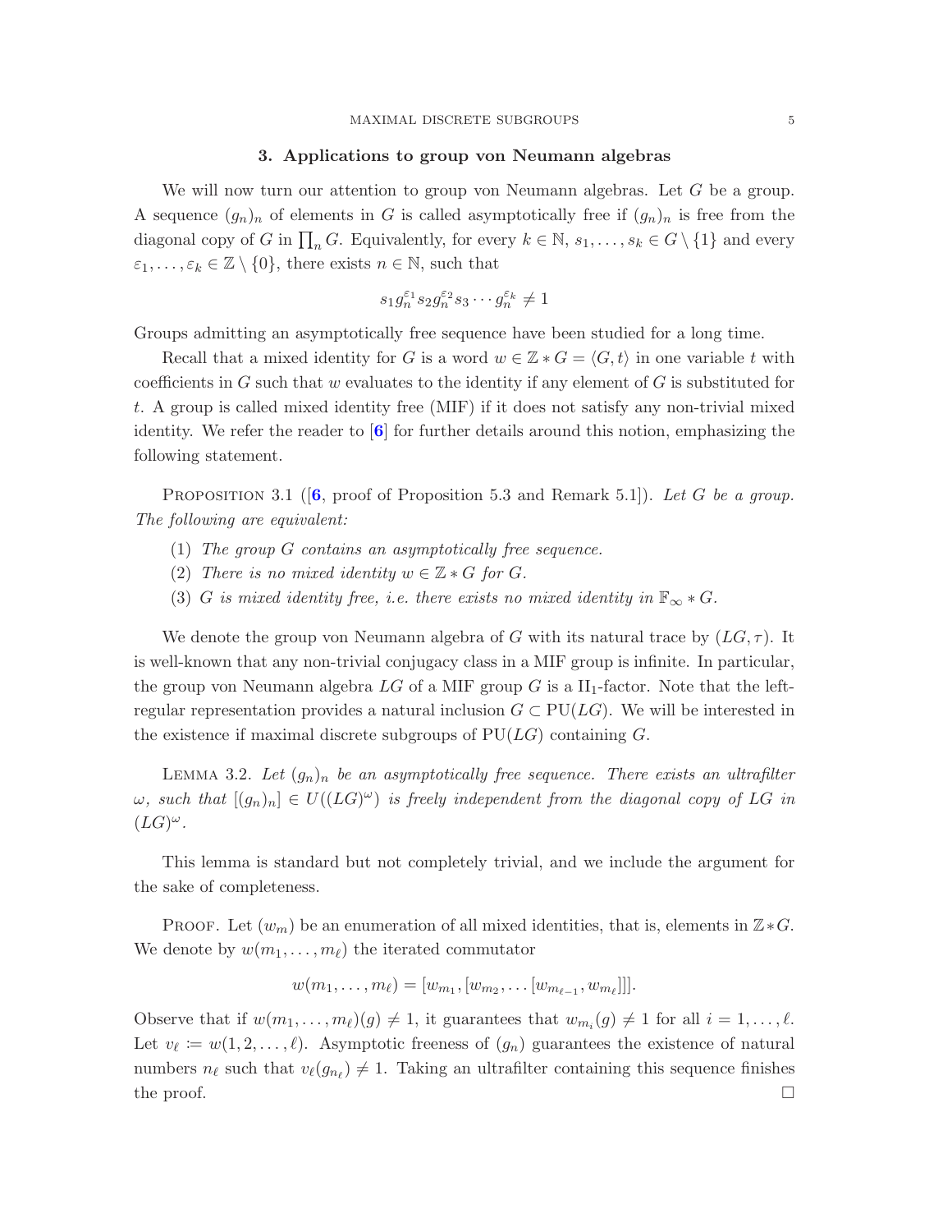## 3. Applications to group von Neumann algebras

We will now turn our attention to group von Neumann algebras. Let $G$ be a group. A sequence $(g_n)_n$ of elements in $G$ is called asymptotically free if $(g_n)_n$ is free from the diagonal copy of $G$ in $\prod_n G$. Equivalently, for every $k \in \mathbb{N}$, $s_1, \ldots, s_k \in G \setminus \{1\}$ and every $\varepsilon_1, \ldots, \varepsilon_k \in \mathbb{Z} \setminus \{0\}$, there exists $n \in \mathbb{N}$, such that

$$s_1 g_n^{\varepsilon_1} s_2 g_n^{\varepsilon_2} s_3 \cdots g_n^{\varepsilon_k} \neq 1$$

Groups admitting an asymptotically free sequence have been studied for a long time.

Recall that a mixed identity for $G$ is a word $w \in \mathbb{Z} * G = \langle G, t \rangle$ in one variable $t$ with coefficients in $G$ such that $w$ evaluates to the identity if any element of $G$ is substituted for $t$. A group is called mixed identity free (MIF) if it does not satisfy any non-trivial mixed identity. We refer the reader to [**6**] for further details around this notion, emphasizing the following statement.

Proposition 3.1 ([**6**, proof of Proposition 5.3 and Remark 5.1]). *Let $G$ be a group. The following are equivalent:*

1. *The group $G$ contains an asymptotically free sequence.*
2. *There is no mixed identity $w \in \mathbb{Z} * G$ for $G$.*
3. *$G$ is mixed identity free, i.e. there exists no mixed identity in $\mathbb{F}_\infty * G$.*

We denote the group von Neumann algebra of $G$ with its natural trace by $(LG, \tau)$. It is well-known that any non-trivial conjugacy class in a MIF group is infinite. In particular, the group von Neumann algebra $LG$ of a MIF group $G$ is a $\mathrm{II}_1$-factor. Note that the left-regular representation provides a natural inclusion $G \subset \mathrm{PU}(LG)$. We will be interested in the existence if maximal discrete subgroups of $\mathrm{PU}(LG)$ containing $G$.

Lemma 3.2. *Let $(g_n)_n$ be an asymptotically free sequence. There exists an ultrafilter $\omega$, such that $[(g_n)_n] \in U((LG)^\omega)$ is freely independent from the diagonal copy of $LG$ in $(LG)^\omega$.*

This lemma is standard but not completely trivial, and we include the argument for the sake of completeness.

Proof. Let $(w_m)$ be an enumeration of all mixed identities, that is, elements in $\mathbb{Z} * G$. We denote by $w(m_1, \ldots, m_\ell)$ the iterated commutator

$$w(m_1, \ldots, m_\ell) = [w_{m_1}, [w_{m_2}, \ldots [w_{m_{\ell-1}}, w_{m_\ell}]]].$$

Observe that if $w(m_1, \ldots, m_\ell)(g) \neq 1$, it guarantees that $w_{m_i}(g) \neq 1$ for all $i = 1, \ldots, \ell$. Let $v_\ell := w(1, 2, \ldots, \ell)$. Asymptotic freeness of $(g_n)$ guarantees the existence of natural numbers $n_\ell$ such that $v_\ell(g_{n_\ell}) \neq 1$. Taking an ultrafilter containing this sequence finishes the proof. $\square$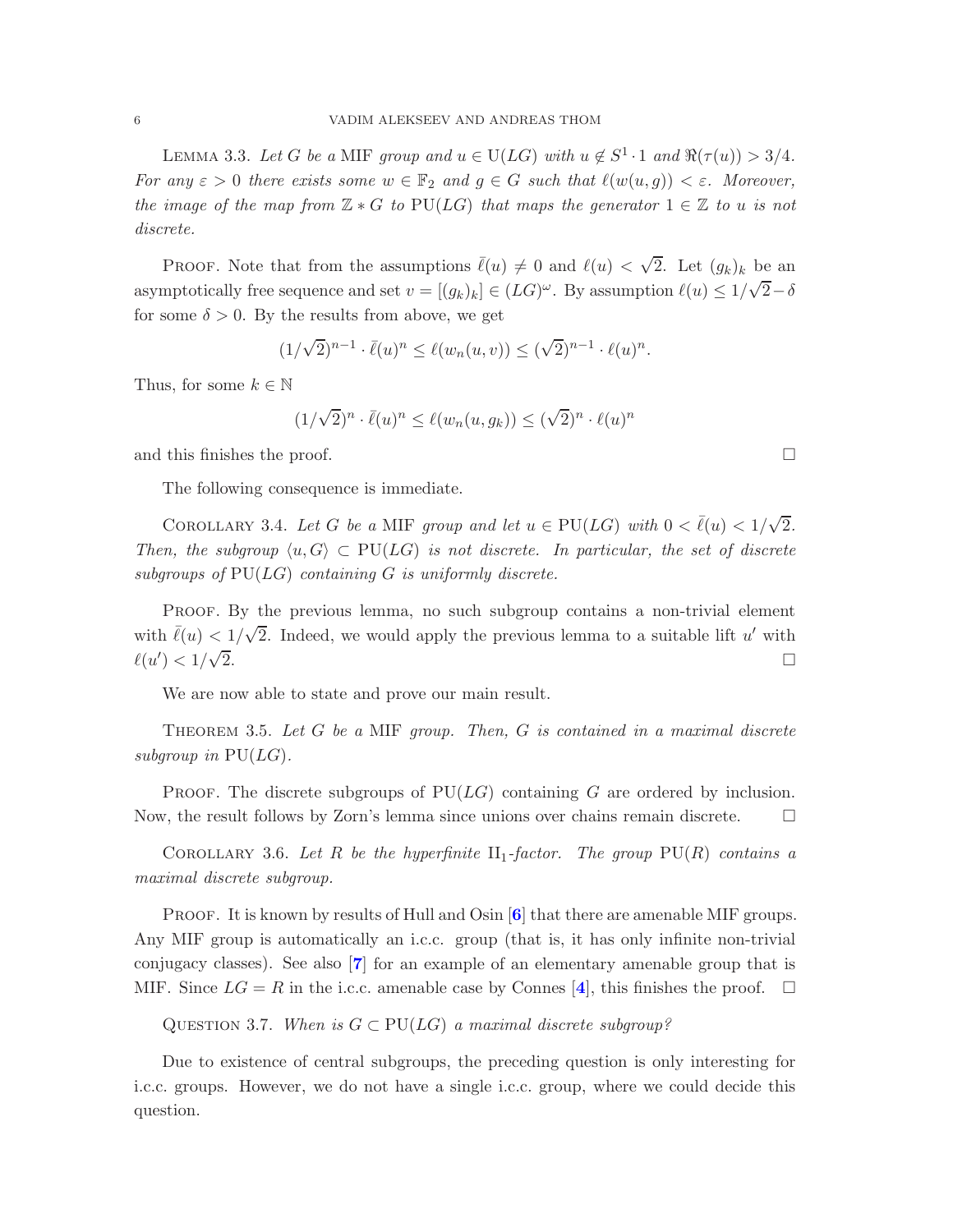Lemma 3.3. *Let $G$ be a* MIF *group and $u \in \mathrm{U}(LG)$ with $u \notin S^1 \cdot 1$ and $\Re(\tau(u)) > 3/4$. For any $\varepsilon > 0$ there exists some $w \in \mathbb{F}_2$ and $g \in G$ such that $\ell(w(u,g)) < \varepsilon$. Moreover, the image of the map from $\mathbb{Z} * G$ to $\mathrm{PU}(LG)$ that maps the generator $1 \in \mathbb{Z}$ to $u$ is not discrete.*

Proof. Note that from the assumptions $\bar{\ell}(u) \neq 0$ and $\ell(u) < \sqrt{2}$. Let $(g_k)_k$ be an asymptotically free sequence and set $v = [(g_k)_k] \in (LG)^\omega$. By assumption $\ell(u) \leq 1/\sqrt{2} - \delta$ for some $\delta > 0$. By the results from above, we get

$$(1/\sqrt{2})^{n-1} \cdot \bar{\ell}(u)^n \leq \ell(w_n(u,v)) \leq (\sqrt{2})^{n-1} \cdot \ell(u)^n.$$

Thus, for some $k \in \mathbb{N}$

$$(1/\sqrt{2})^n \cdot \bar{\ell}(u)^n \leq \ell(w_n(u,g_k)) \leq (\sqrt{2})^n \cdot \ell(u)^n$$

and this finishes the proof. □

The following consequence is immediate.

Corollary 3.4. *Let $G$ be a* MIF *group and let $u \in \mathrm{PU}(LG)$ with $0 < \bar{\ell}(u) < 1/\sqrt{2}$. Then, the subgroup $\langle u, G \rangle \subset \mathrm{PU}(LG)$ is not discrete. In particular, the set of discrete subgroups of $\mathrm{PU}(LG)$ containing $G$ is uniformly discrete.*

Proof. By the previous lemma, no such subgroup contains a non-trivial element with $\bar{\ell}(u) < 1/\sqrt{2}$. Indeed, we would apply the previous lemma to a suitable lift $u'$ with $\ell(u') < 1/\sqrt{2}$. □

We are now able to state and prove our main result.

Theorem 3.5. *Let $G$ be a* MIF *group. Then, $G$ is contained in a maximal discrete subgroup in $\mathrm{PU}(LG)$.*

Proof. The discrete subgroups of $\mathrm{PU}(LG)$ containing $G$ are ordered by inclusion. Now, the result follows by Zorn's lemma since unions over chains remain discrete. □

Corollary 3.6. *Let $R$ be the hyperfinite $\mathrm{II}_1$-factor. The group $\mathrm{PU}(R)$ contains a maximal discrete subgroup.*

Proof. It is known by results of Hull and Osin [6] that there are amenable MIF groups. Any MIF group is automatically an i.c.c. group (that is, it has only infinite non-trivial conjugacy classes). See also [7] for an example of an elementary amenable group that is MIF. Since $LG = R$ in the i.c.c. amenable case by Connes [4], this finishes the proof. □

Question 3.7. *When is $G \subset \mathrm{PU}(LG)$ a maximal discrete subgroup?*

Due to existence of central subgroups, the preceding question is only interesting for i.c.c. groups. However, we do not have a single i.c.c. group, where we could decide this question.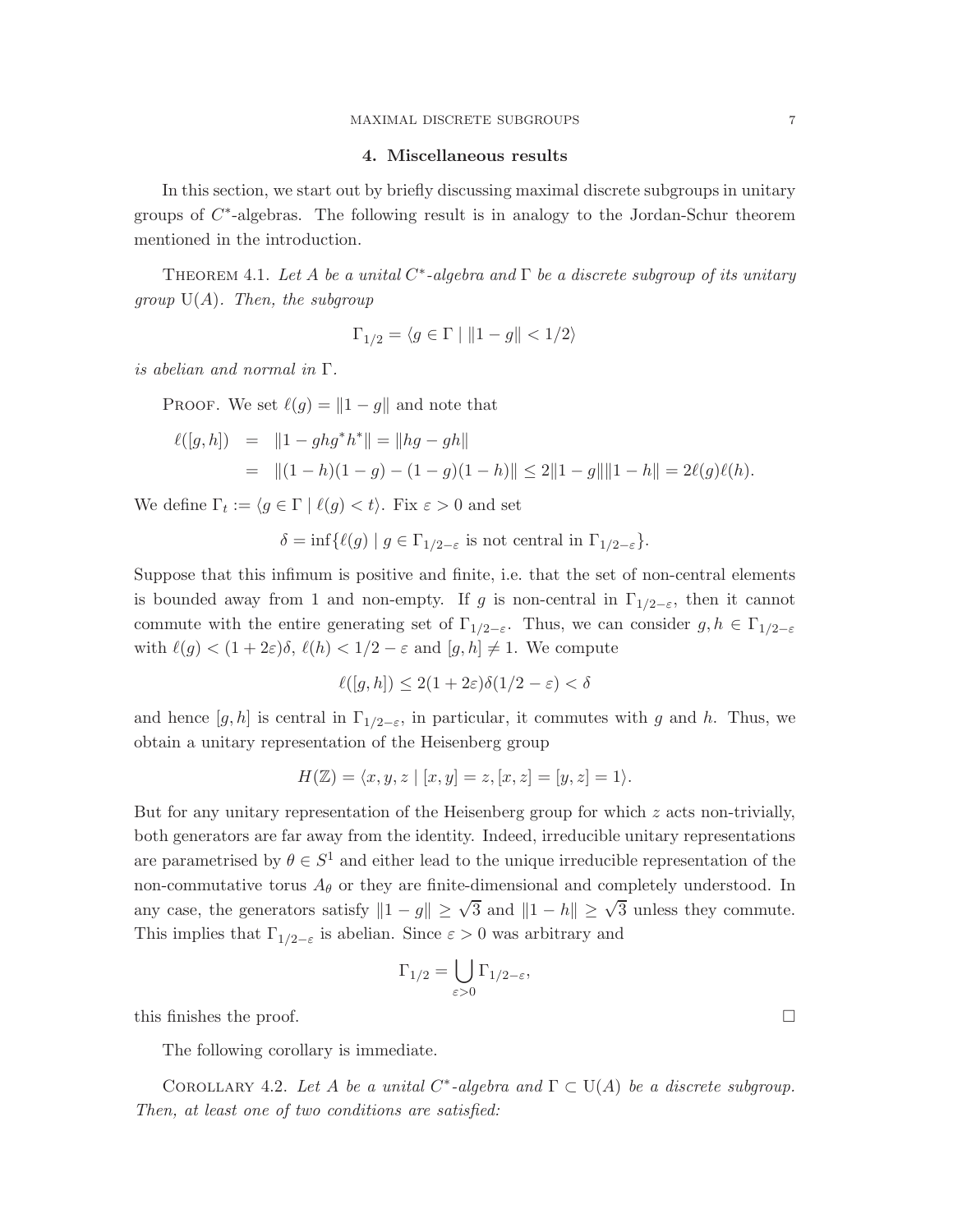## 4. Miscellaneous results

In this section, we start out by briefly discussing maximal discrete subgroups in unitary groups of $C^*$-algebras. The following result is in analogy to the Jordan-Schur theorem mentioned in the introduction.

THEOREM 4.1. *Let $A$ be a unital $C^*$-algebra and $\Gamma$ be a discrete subgroup of its unitary group $\mathrm{U}(A)$. Then, the subgroup*

$$\Gamma_{1/2} = \langle g \in \Gamma \mid \|1 - g\| < 1/2 \rangle$$

*is abelian and normal in $\Gamma$.*

PROOF. We set $\ell(g) = \|1 - g\|$ and note that

$$\begin{aligned} \ell([g,h]) &= \|1 - ghg^*h^*\| = \|hg - gh\| \\ &= \|(1-h)(1-g) - (1-g)(1-h)\| \leq 2\|1-g\|\|1-h\| = 2\ell(g)\ell(h). \end{aligned}$$

We define $\Gamma_t := \langle g \in \Gamma \mid \ell(g) < t \rangle$. Fix $\varepsilon > 0$ and set

$$\delta = \inf\{\ell(g) \mid g \in \Gamma_{1/2-\varepsilon} \text{ is not central in } \Gamma_{1/2-\varepsilon}\}.$$

Suppose that this infimum is positive and finite, i.e. that the set of non-central elements is bounded away from 1 and non-empty. If $g$ is non-central in $\Gamma_{1/2-\varepsilon}$, then it cannot commute with the entire generating set of $\Gamma_{1/2-\varepsilon}$. Thus, we can consider $g, h \in \Gamma_{1/2-\varepsilon}$ with $\ell(g) < (1+2\varepsilon)\delta$, $\ell(h) < 1/2 - \varepsilon$ and $[g,h] \neq 1$. We compute

$$\ell([g,h]) \leq 2(1+2\varepsilon)\delta(1/2 - \varepsilon) < \delta$$

and hence $[g,h]$ is central in $\Gamma_{1/2-\varepsilon}$, in particular, it commutes with $g$ and $h$. Thus, we obtain a unitary representation of the Heisenberg group

$$H(\mathbb{Z}) = \langle x, y, z \mid [x,y] = z, [x,z] = [y,z] = 1 \rangle.$$

But for any unitary representation of the Heisenberg group for which $z$ acts non-trivially, both generators are far away from the identity. Indeed, irreducible unitary representations are parametrised by $\theta \in S^1$ and either lead to the unique irreducible representation of the non-commutative torus $A_\theta$ or they are finite-dimensional and completely understood. In any case, the generators satisfy $\|1 - g\| \geq \sqrt{3}$ and $\|1 - h\| \geq \sqrt{3}$ unless they commute. This implies that $\Gamma_{1/2-\varepsilon}$ is abelian. Since $\varepsilon > 0$ was arbitrary and

$$\Gamma_{1/2} = \bigcup_{\varepsilon > 0} \Gamma_{1/2-\varepsilon},$$

this finishes the proof. $\square$

The following corollary is immediate.

COROLLARY 4.2. *Let $A$ be a unital $C^*$-algebra and $\Gamma \subset \mathrm{U}(A)$ be a discrete subgroup. Then, at least one of two conditions are satisfied:*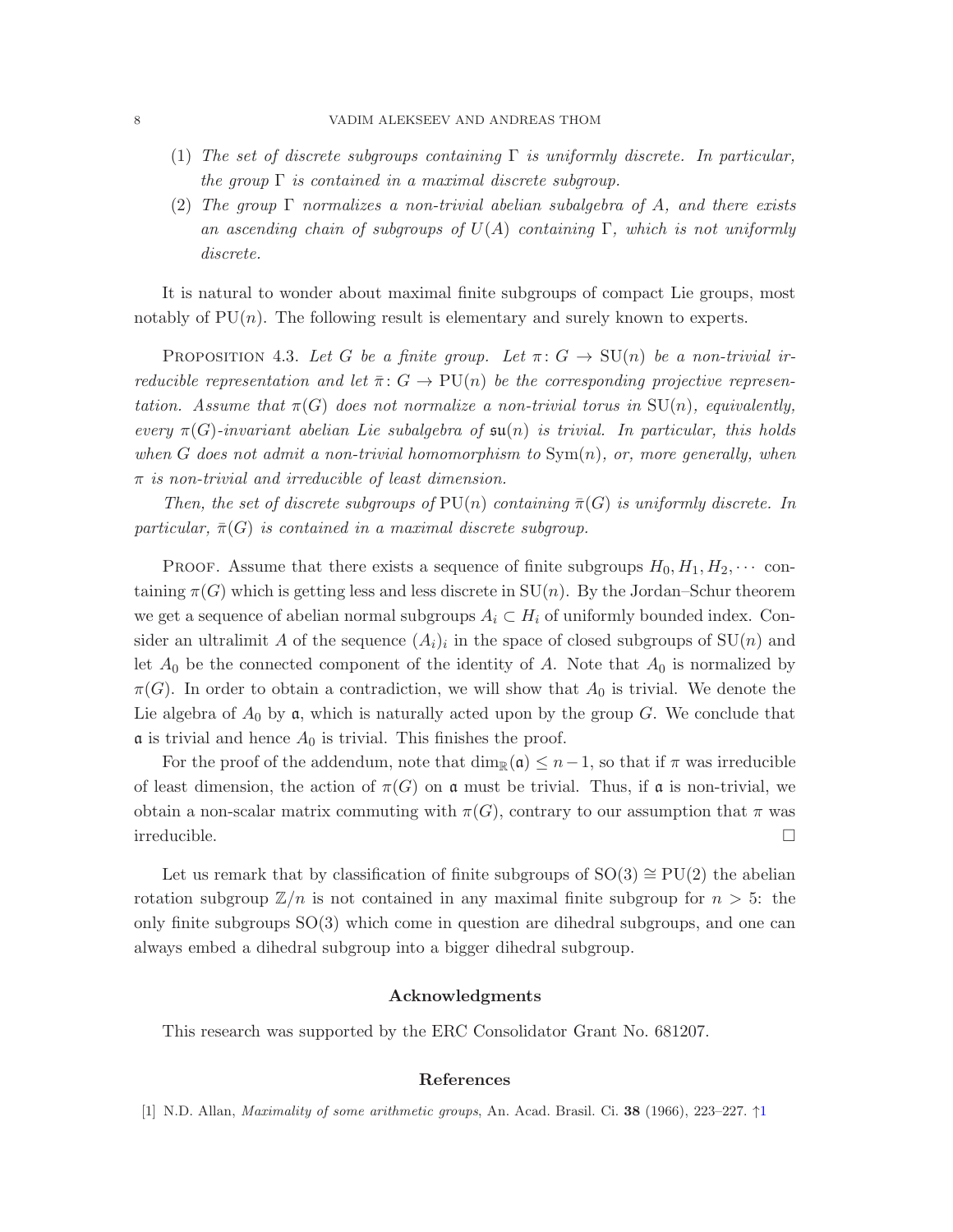(1) *The set of discrete subgroups containing $\Gamma$ is uniformly discrete. In particular, the group $\Gamma$ is contained in a maximal discrete subgroup.*

(2) *The group $\Gamma$ normalizes a non-trivial abelian subalgebra of $A$, and there exists an ascending chain of subgroups of $U(A)$ containing $\Gamma$, which is not uniformly discrete.*

It is natural to wonder about maximal finite subgroups of compact Lie groups, most notably of $\mathrm{PU}(n)$. The following result is elementary and surely known to experts.

Proposition 4.3. *Let $G$ be a finite group. Let $\pi\colon G \to \mathrm{SU}(n)$ be a non-trivial irreducible representation and let $\bar{\pi}\colon G \to \mathrm{PU}(n)$ be the corresponding projective representation. Assume that $\pi(G)$ does not normalize a non-trivial torus in $\mathrm{SU}(n)$, equivalently, every $\pi(G)$-invariant abelian Lie subalgebra of $\mathfrak{su}(n)$ is trivial. In particular, this holds when $G$ does not admit a non-trivial homomorphism to $\mathrm{Sym}(n)$, or, more generally, when $\pi$ is non-trivial and irreducible of least dimension.*

*Then, the set of discrete subgroups of $\mathrm{PU}(n)$ containing $\bar{\pi}(G)$ is uniformly discrete. In particular, $\bar{\pi}(G)$ is contained in a maximal discrete subgroup.*

Proof. Assume that there exists a sequence of finite subgroups $H_0, H_1, H_2, \cdots$ containing $\pi(G)$ which is getting less and less discrete in $\mathrm{SU}(n)$. By the Jordan–Schur theorem we get a sequence of abelian normal subgroups $A_i \subset H_i$ of uniformly bounded index. Consider an ultralimit $A$ of the sequence $(A_i)_i$ in the space of closed subgroups of $\mathrm{SU}(n)$ and let $A_0$ be the connected component of the identity of $A$. Note that $A_0$ is normalized by $\pi(G)$. In order to obtain a contradiction, we will show that $A_0$ is trivial. We denote the Lie algebra of $A_0$ by $\mathfrak{a}$, which is naturally acted upon by the group $G$. We conclude that $\mathfrak{a}$ is trivial and hence $A_0$ is trivial. This finishes the proof.

For the proof of the addendum, note that $\dim_{\mathbb{R}}(\mathfrak{a}) \leq n-1$, so that if $\pi$ was irreducible of least dimension, the action of $\pi(G)$ on $\mathfrak{a}$ must be trivial. Thus, if $\mathfrak{a}$ is non-trivial, we obtain a non-scalar matrix commuting with $\pi(G)$, contrary to our assumption that $\pi$ was irreducible. □

Let us remark that by classification of finite subgroups of $\mathrm{SO}(3) \cong \mathrm{PU}(2)$ the abelian rotation subgroup $\mathbb{Z}/n$ is not contained in any maximal finite subgroup for $n > 5$: the only finite subgroups $\mathrm{SO}(3)$ which come in question are dihedral subgroups, and one can always embed a dihedral subgroup into a bigger dihedral subgroup.

## Acknowledgments

This research was supported by the ERC Consolidator Grant No. 681207.

## References

[1] N.D. Allan, *Maximality of some arithmetic groups*, An. Acad. Brasil. Ci. **38** (1966), 223–227. ↑1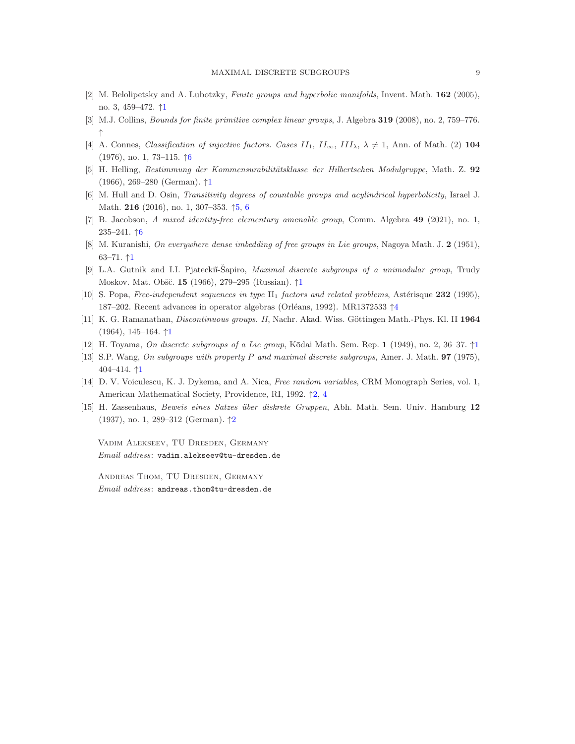[2] M. Belolipetsky and A. Lubotzky, *Finite groups and hyperbolic manifolds*, Invent. Math. **162** (2005), no. 3, 459–472. ↑1

[3] M.J. Collins, *Bounds for finite primitive complex linear groups*, J. Algebra **319** (2008), no. 2, 759–776. ↑

[4] A. Connes, *Classification of injective factors. Cases $II_1$, $II_\infty$, $III_\lambda$, $\lambda \neq 1$*, Ann. of Math. (2) **104** (1976), no. 1, 73–115. ↑6

[5] H. Helling, *Bestimmung der Kommensurabilitätsklasse der Hilbertschen Modulgruppe*, Math. Z. **92** (1966), 269–280 (German). ↑1

[6] M. Hull and D. Osin, *Transitivity degrees of countable groups and acylindrical hyperbolicity*, Israel J. Math. **216** (2016), no. 1, 307–353. ↑5, 6

[7] B. Jacobson, *A mixed identity-free elementary amenable group*, Comm. Algebra **49** (2021), no. 1, 235–241. ↑6

[8] M. Kuranishi, *On everywhere dense imbedding of free groups in Lie groups*, Nagoya Math. J. **2** (1951), 63–71. ↑1

[9] L.A. Gutnik and I.I. Pjateckiĭ-Šapiro, *Maximal discrete subgroups of a unimodular group*, Trudy Moskov. Mat. Obšč. **15** (1966), 279–295 (Russian). ↑1

[10] S. Popa, *Free-independent sequences in type* $\mathrm{II}_1$ *factors and related problems*, Astérisque **232** (1995), 187–202. Recent advances in operator algebras (Orléans, 1992). MR1372533 ↑4

[11] K. G. Ramanathan, *Discontinuous groups. II*, Nachr. Akad. Wiss. Göttingen Math.-Phys. Kl. II **1964** (1964), 145–164. ↑1

[12] H. Toyama, *On discrete subgroups of a Lie group*, Kōdai Math. Sem. Rep. **1** (1949), no. 2, 36–37. ↑1

[13] S.P. Wang, *On subgroups with property P and maximal discrete subgroups*, Amer. J. Math. **97** (1975), 404–414. ↑1

[14] D. V. Voiculescu, K. J. Dykema, and A. Nica, *Free random variables*, CRM Monograph Series, vol. 1, American Mathematical Society, Providence, RI, 1992. ↑2, 4

[15] H. Zassenhaus, *Beweis eines Satzes über diskrete Gruppen*, Abh. Math. Sem. Univ. Hamburg **12** (1937), no. 1, 289–312 (German). ↑2

Vadim Alekseev, TU Dresden, Germany
*Email address*: vadim.alekseev@tu-dresden.de

Andreas Thom, TU Dresden, Germany
*Email address*: andreas.thom@tu-dresden.de